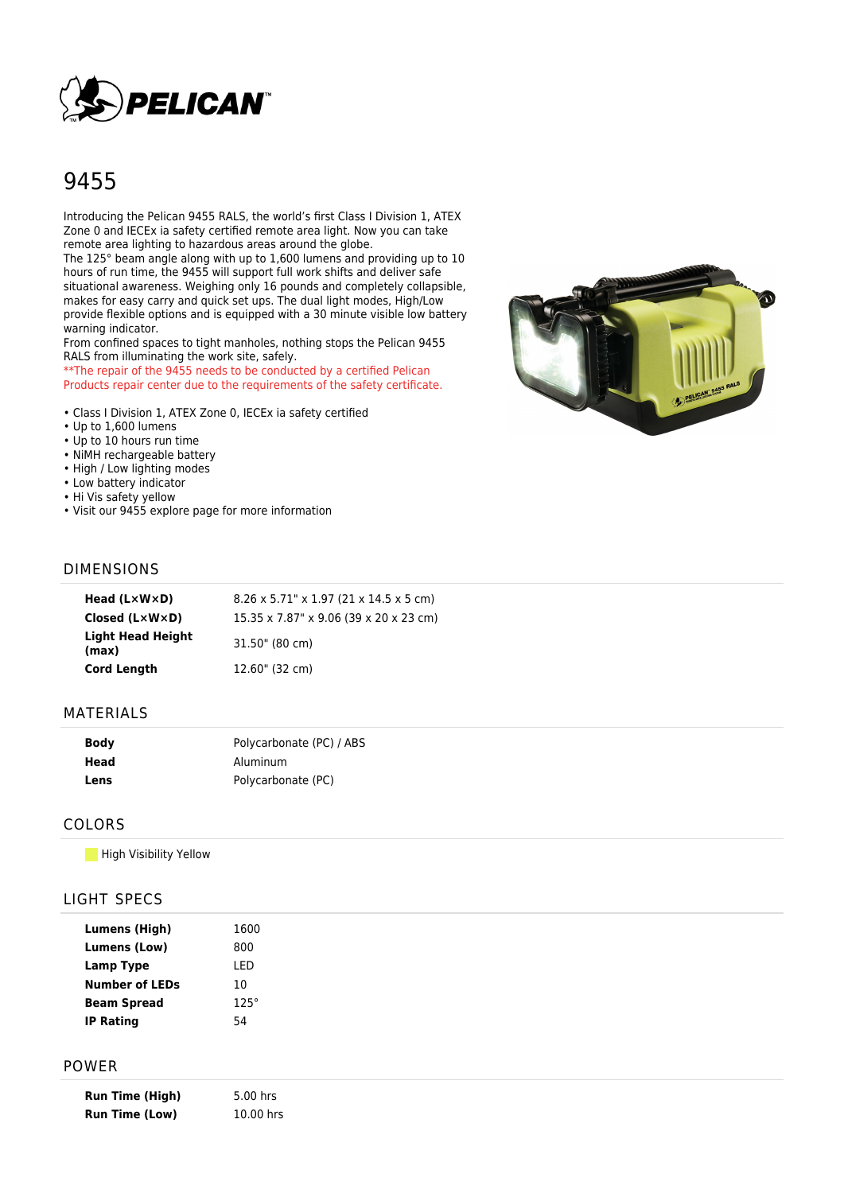# 9455

Introducing the Pelican 9455 RALS, the world's first Class I Division 1, ATEX Zone 0 and IECEx ia safety certified remote area light. Now you can take remote area lighting to hazardous areas around the globe.
The 125° beam angle along with up to 1,600 lumens and providing up to 10 hours of run time, the 9455 will support full work shifts and deliver safe situational awareness. Weighing only 16 pounds and completely collapsible, makes for easy carry and quick set ups. The dual light modes, High/Low provide flexible options and is equipped with a 30 minute visible low battery warning indicator.
From confined spaces to tight manholes, nothing stops the Pelican 9455 RALS from illuminating the work site, safely.
**The repair of the 9455 needs to be conducted by a certified Pelican Products repair center due to the requirements of the safety certificate.

- Class I Division 1, ATEX Zone 0, IECEx ia safety certified
- Up to 1,600 lumens
- Up to 10 hours run time
- NiMH rechargeable battery
- High / Low lighting modes
- Low battery indicator
- Hi Vis safety yellow
- Visit our 9455 explore page for more information

## DIMENSIONS

| | |
|---|---|
| **Head (L×W×D)** | 8.26 x 5.71" x 1.97 (21 x 14.5 x 5 cm) |
| **Closed (L×W×D)** | 15.35 x 7.87" x 9.06 (39 x 20 x 23 cm) |
| **Light Head Height (max)** | 31.50" (80 cm) |
| **Cord Length** | 12.60" (32 cm) |

## MATERIALS

| | |
|---|---|
| **Body** | Polycarbonate (PC) / ABS |
| **Head** | Aluminum |
| **Lens** | Polycarbonate (PC) |

## COLORS

High Visibility Yellow

## LIGHT SPECS

| | |
|---|---|
| **Lumens (High)** | 1600 |
| **Lumens (Low)** | 800 |
| **Lamp Type** | LED |
| **Number of LEDs** | 10 |
| **Beam Spread** | 125° |
| **IP Rating** | 54 |

## POWER

| | |
|---|---|
| **Run Time (High)** | 5.00 hrs |
| **Run Time (Low)** | 10.00 hrs |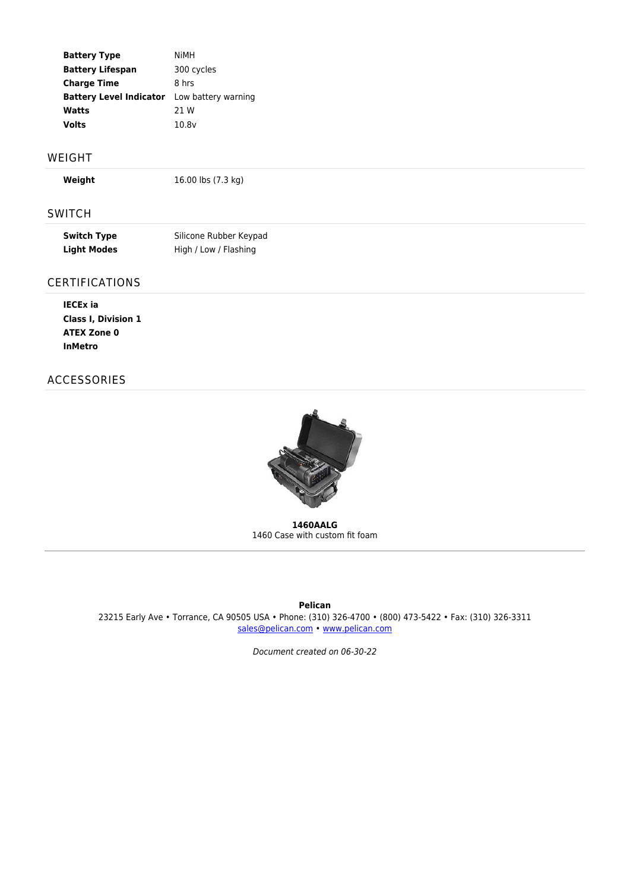| | |
|---|---|
| **Battery Type** | NiMH |
| **Battery Lifespan** | 300 cycles |
| **Charge Time** | 8 hrs |
| **Battery Level Indicator** | Low battery warning |
| **Watts** | 21 W |
| **Volts** | 10.8v |

## WEIGHT

| | |
|---|---|
| **Weight** | 16.00 lbs (7.3 kg) |

## SWITCH

| | |
|---|---|
| **Switch Type** | Silicone Rubber Keypad |
| **Light Modes** | High / Low / Flashing |

## CERTIFICATIONS

**IECEx ia**
**Class I, Division 1**
**ATEX Zone 0**
**InMetro**

## ACCESSORIES

**1460AALG**
1460 Case with custom fit foam

---

**Pelican**
23215 Early Ave • Torrance, CA 90505 USA • Phone: (310) 326-4700 • (800) 473-5422 • Fax: (310) 326-3311
sales@pelican.com • www.pelican.com

*Document created on 06-30-22*